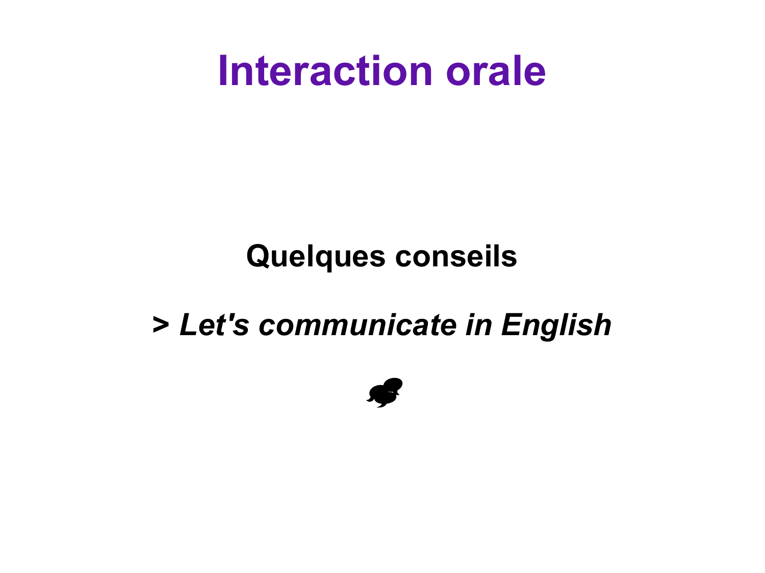# Interaction orale

## Quelques conseils

**> *Let's communicate in English***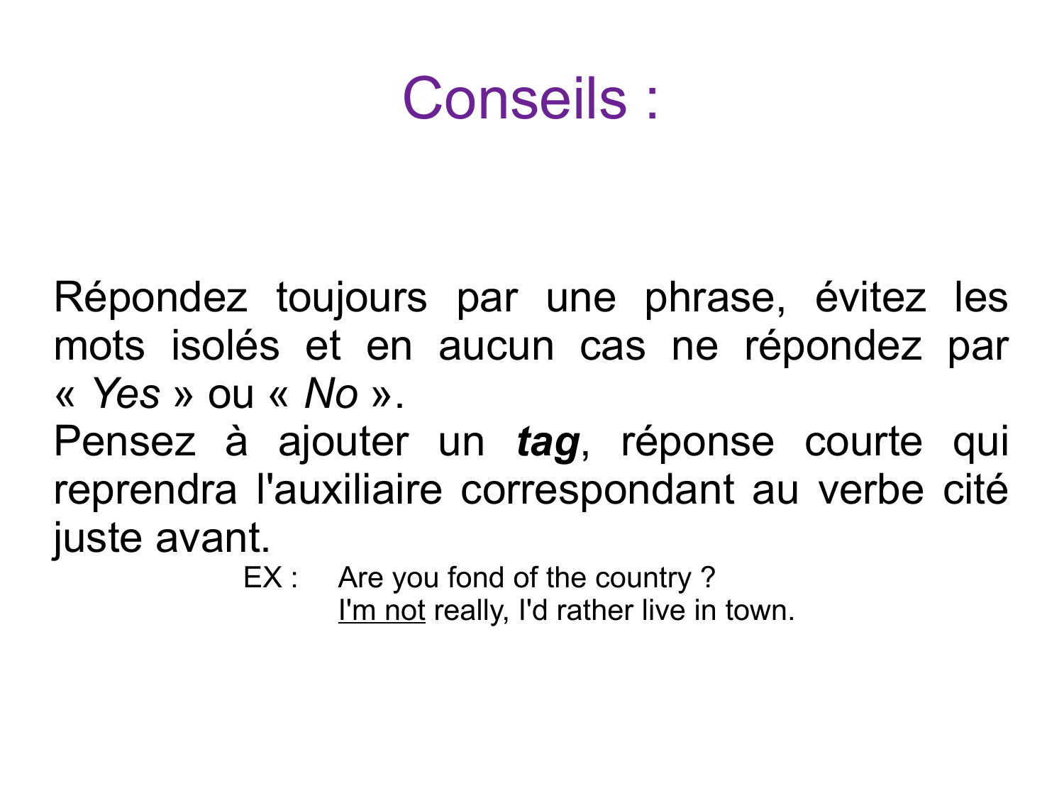# Conseils :

Répondez toujours par une phrase, évitez les mots isolés et en aucun cas ne répondez par « *Yes* » ou « *No* ».

Pensez à ajouter un ***tag***, réponse courte qui reprendra l'auxiliaire correspondant au verbe cité juste avant.

EX : Are you fond of the country ?
<u>I'm not</u> really, I'd rather live in town.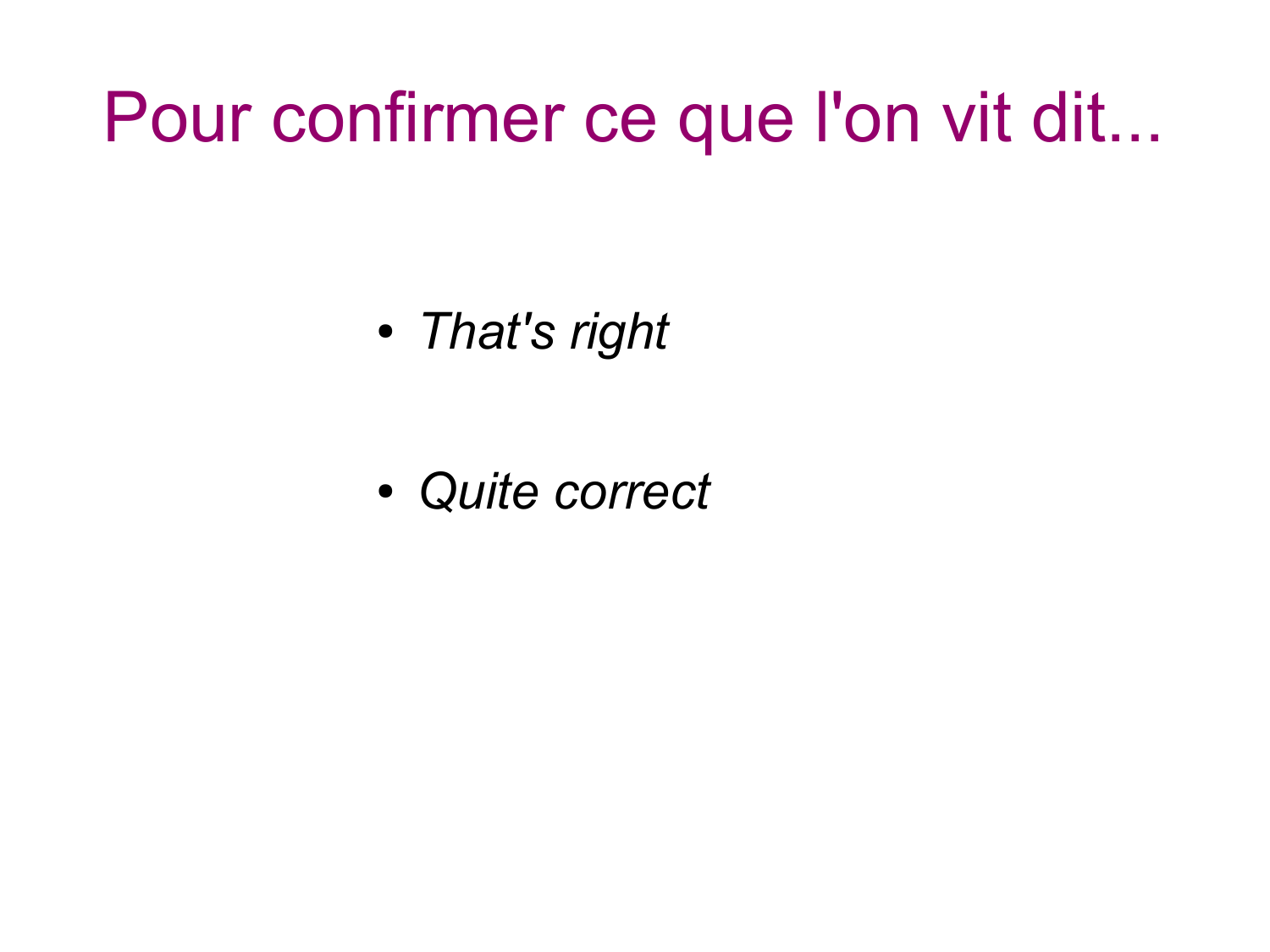# Pour confirmer ce que l'on vit dit...

- *That's right*
- *Quite correct*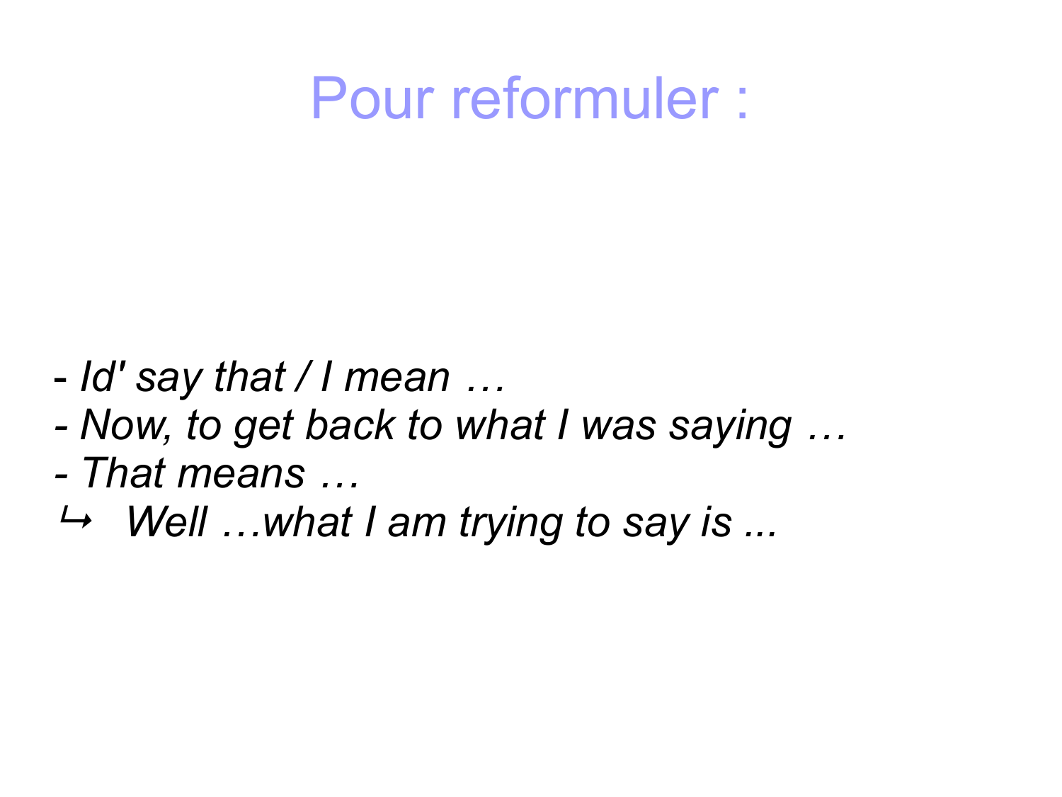# Pour reformuler :

- *Id' say that / I mean …*
- *Now, to get back to what I was saying …*
- *That means …*

↳ *Well …what I am trying to say is ...*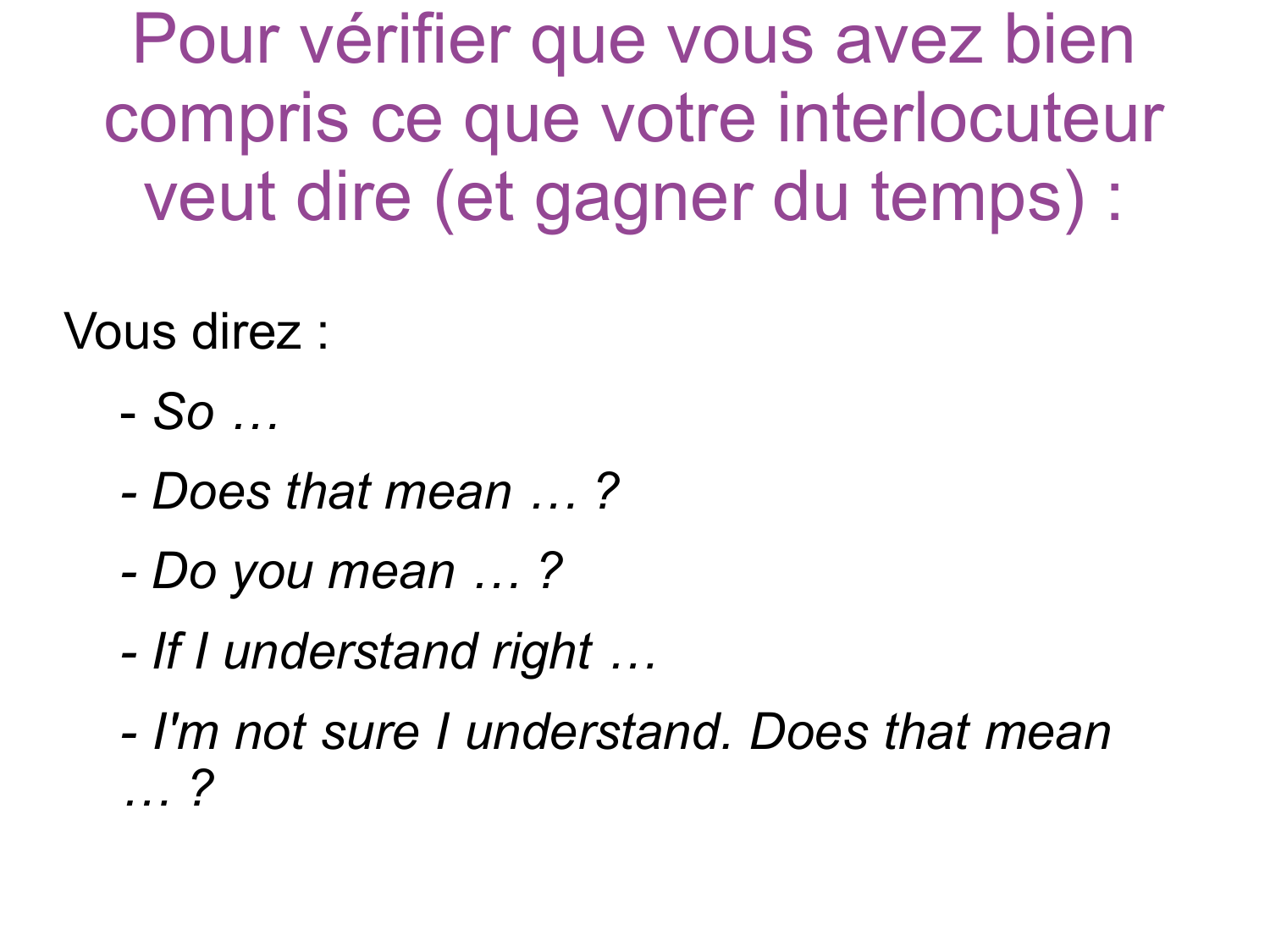# Pour vérifier que vous avez bien compris ce que votre interlocuteur veut dire (et gagner du temps) :

Vous direz :

- *So …*
- *Does that mean … ?*
- *Do you mean … ?*
- *If I understand right …*
- *I'm not sure I understand. Does that mean … ?*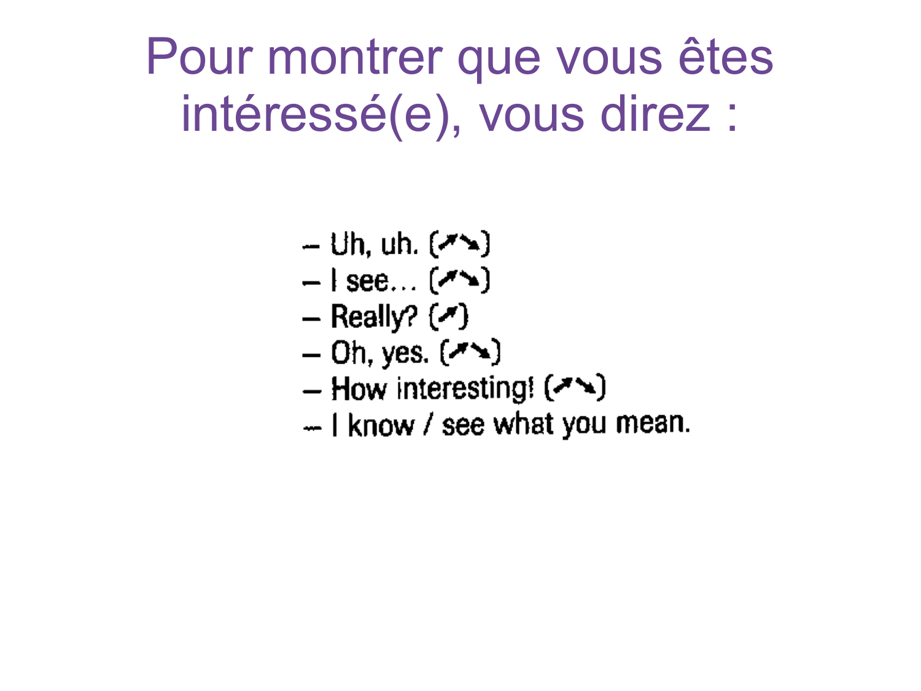# Pour montrer que vous êtes intéressé(e), vous direz :

- Uh, uh. (↗↘)
- I see… (↗↘)
- Really? (↗)
- Oh, yes. (↗↘)
- How interesting! (↗↘)
- I know / see what you mean.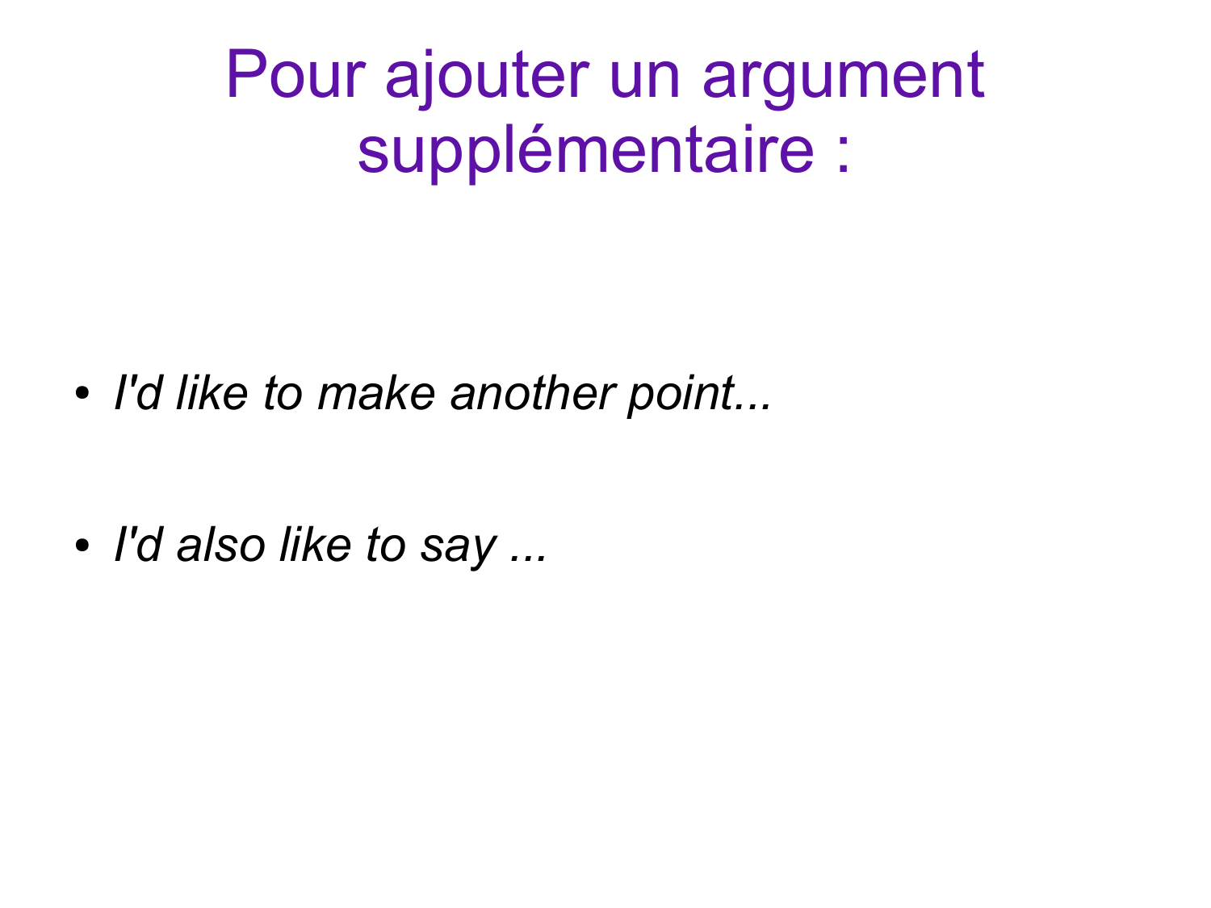# Pour ajouter un argument supplémentaire :

- *I'd like to make another point...*
- *I'd also like to say ...*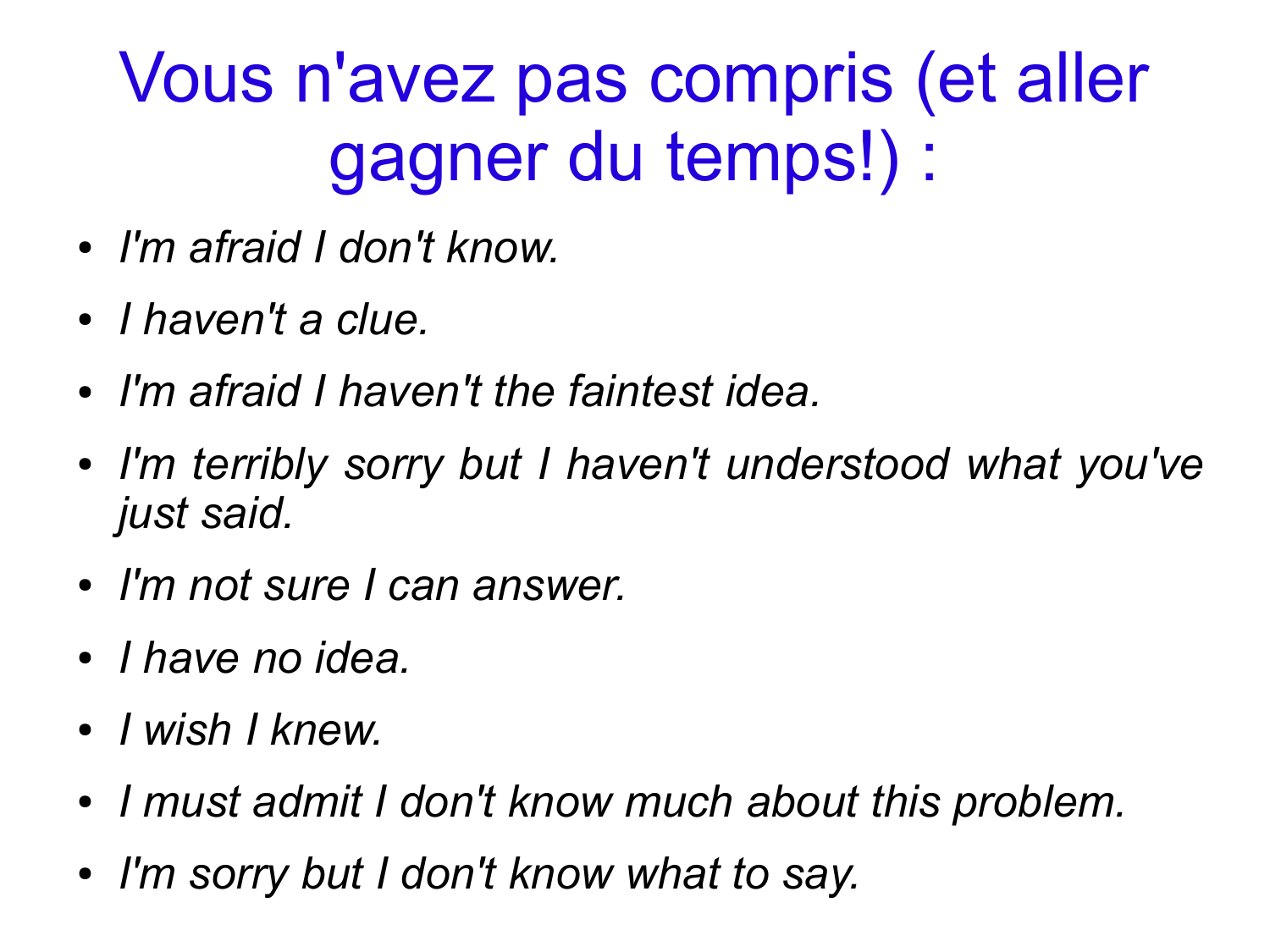# Vous n'avez pas compris (et aller gagner du temps!) :

- *I'm afraid I don't know.*
- *I haven't a clue.*
- *I'm afraid I haven't the faintest idea.*
- *I'm terribly sorry but I haven't understood what you've just said.*
- *I'm not sure I can answer.*
- *I have no idea.*
- *I wish I knew.*
- *I must admit I don't know much about this problem.*
- *I'm sorry but I don't know what to say.*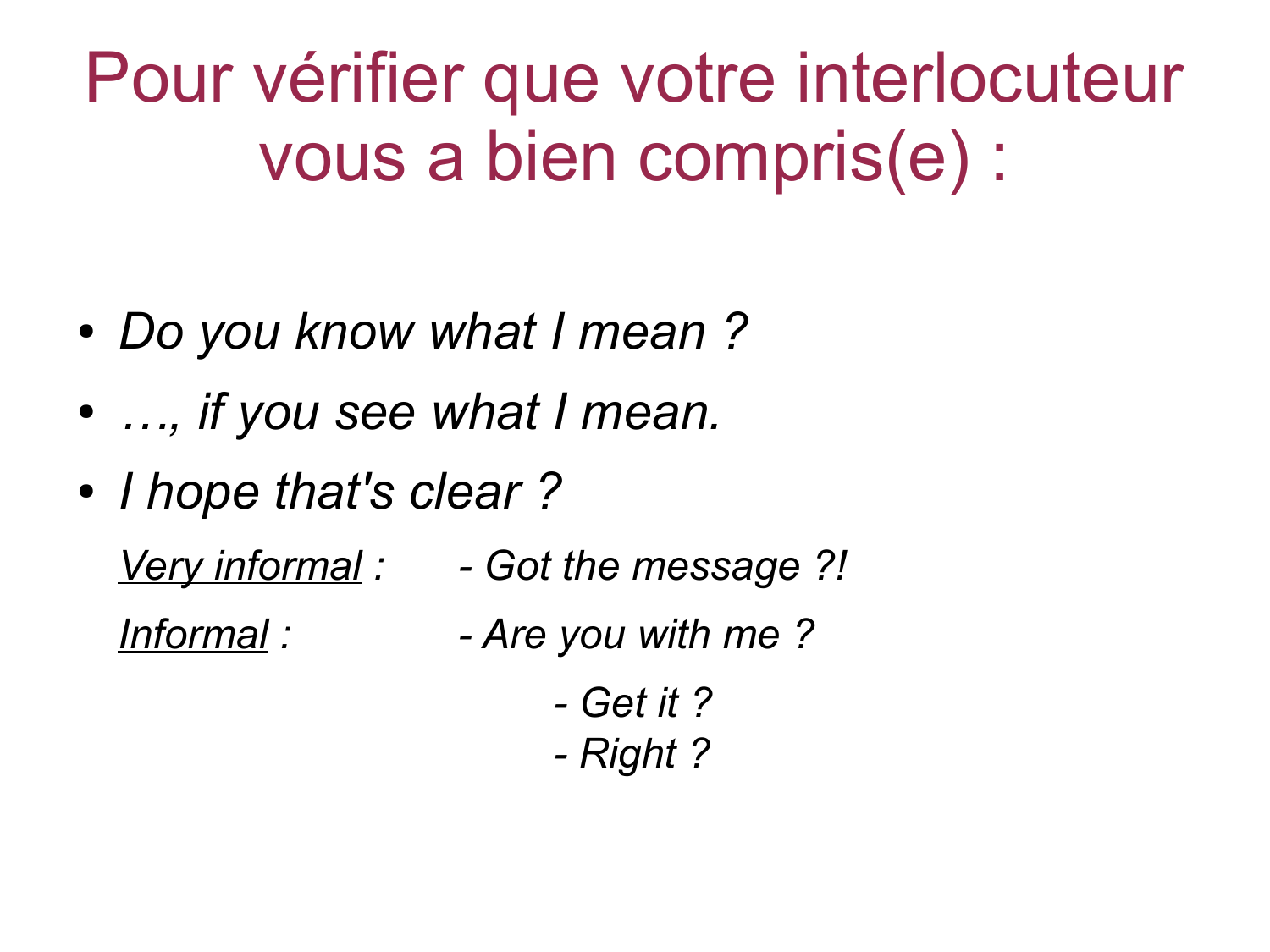# Pour vérifier que votre interlocuteur vous a bien compris(e) :

- *Do you know what I mean ?*
- *…, if you see what I mean.*
- *I hope that's clear ?*

*Very informal :* *- Got the message ?!*

*Informal :* *- Are you with me ?*

*- Get it ?*

*- Right ?*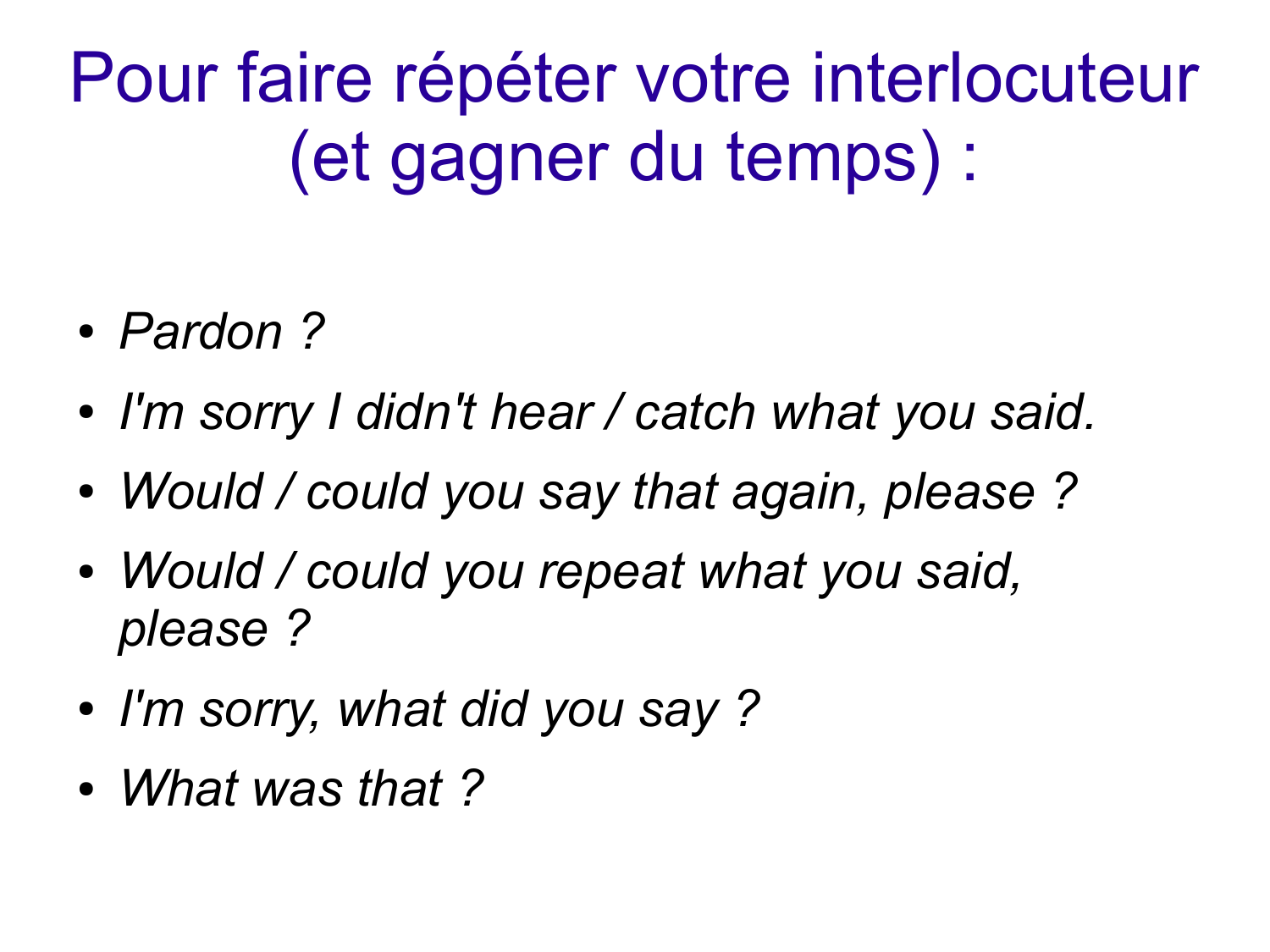# Pour faire répéter votre interlocuteur (et gagner du temps) :

- *Pardon ?*
- *I'm sorry I didn't hear / catch what you said.*
- *Would / could you say that again, please ?*
- *Would / could you repeat what you said, please ?*
- *I'm sorry, what did you say ?*
- *What was that ?*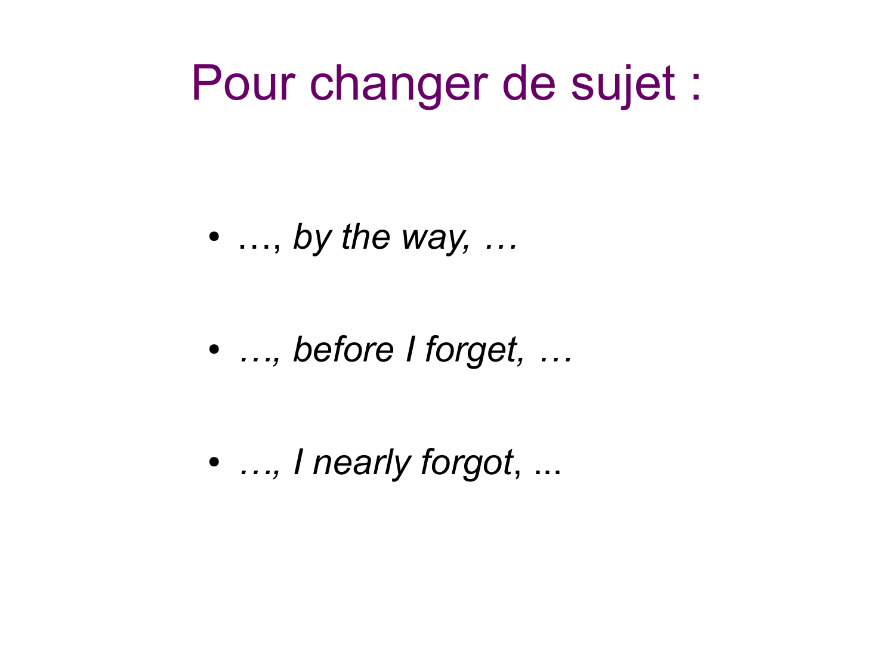# Pour changer de sujet :

- …, *by the way, …*
- *…, before I forget, …*
- *…, I nearly forgot*, ...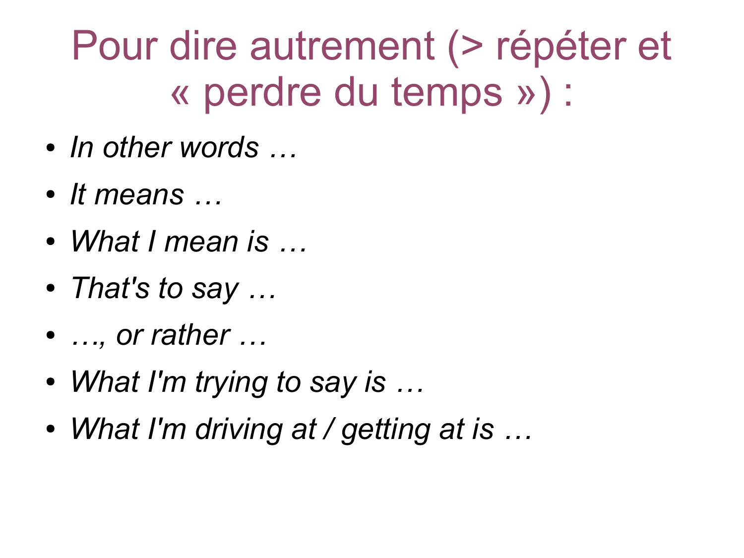# Pour dire autrement (> répéter et « perdre du temps ») :

- *In other words …*
- *It means …*
- *What I mean is …*
- *That's to say …*
- *…, or rather …*
- *What I'm trying to say is …*
- *What I'm driving at / getting at is …*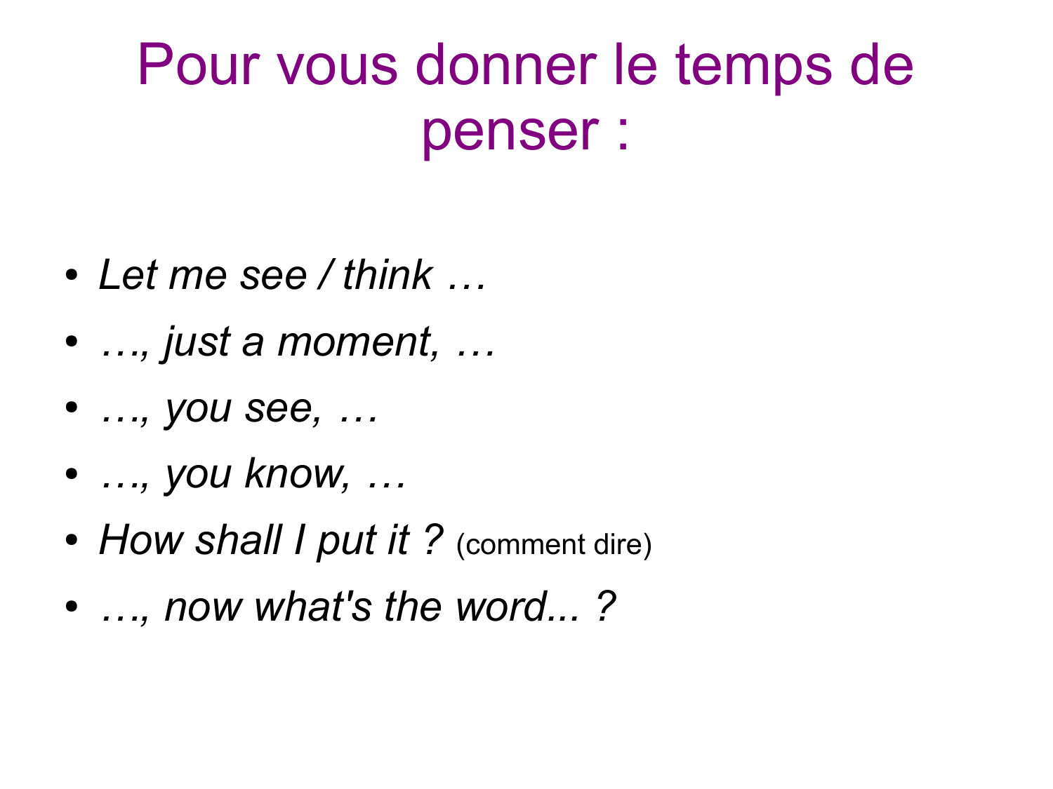# Pour vous donner le temps de penser :

- *Let me see / think …*
- *…, just a moment, …*
- *…, you see, …*
- *…, you know, …*
- *How shall I put it ?* (comment dire)
- *…, now what's the word... ?*